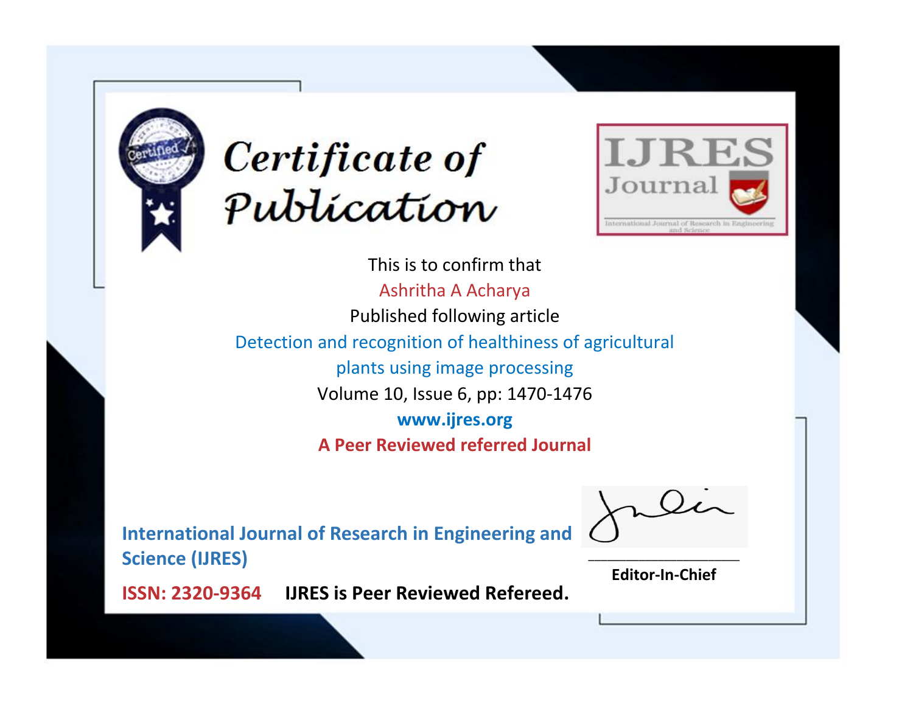# Certificate of Publication

IJRES Journal

International Journal of Research in Engineering and Science

This is to confirm that

Ashritha A Acharya

Published following article

Detection and recognition of healthiness of agricultural plants using image processing

Volume 10, Issue 6, pp: 1470-1476

**www.ijres.org**

**A Peer Reviewed referred Journal**

**International Journal of Research in Engineering and Science (IJRES)**

**ISSN: 2320-9364** **IJRES is Peer Reviewed Refereed.**

**Editor-In-Chief**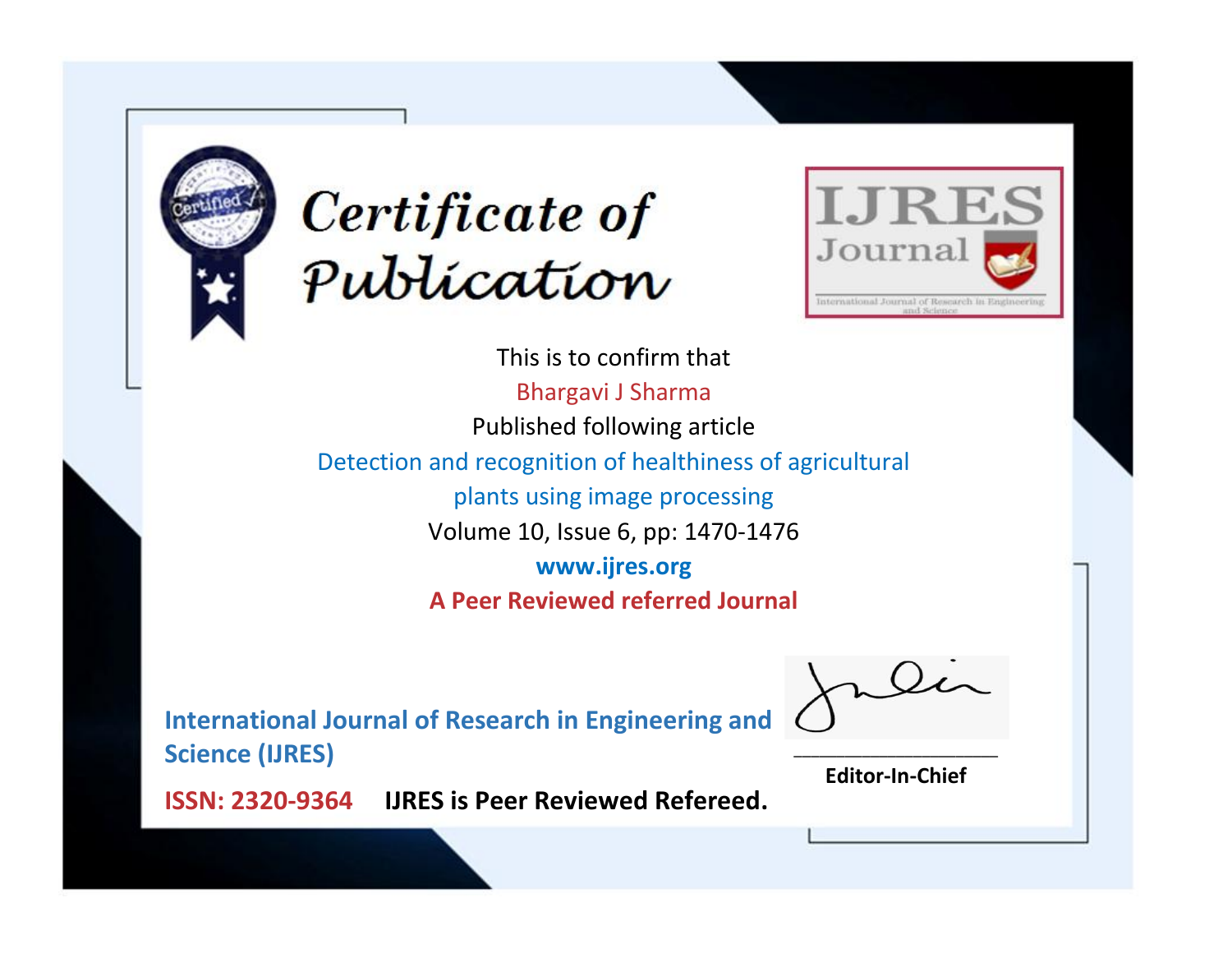# Certificate of Publication

IJRES Journal

International Journal of Research in Engineering and Science

This is to confirm that

Bhargavi J Sharma

Published following article

Detection and recognition of healthiness of agricultural plants using image processing

Volume 10, Issue 6, pp: 1470-1476

**www.ijres.org**

**A Peer Reviewed referred Journal**

**International Journal of Research in Engineering and Science (IJRES)**

**ISSN: 2320-9364** **IJRES is Peer Reviewed Refereed.**

**Editor-In-Chief**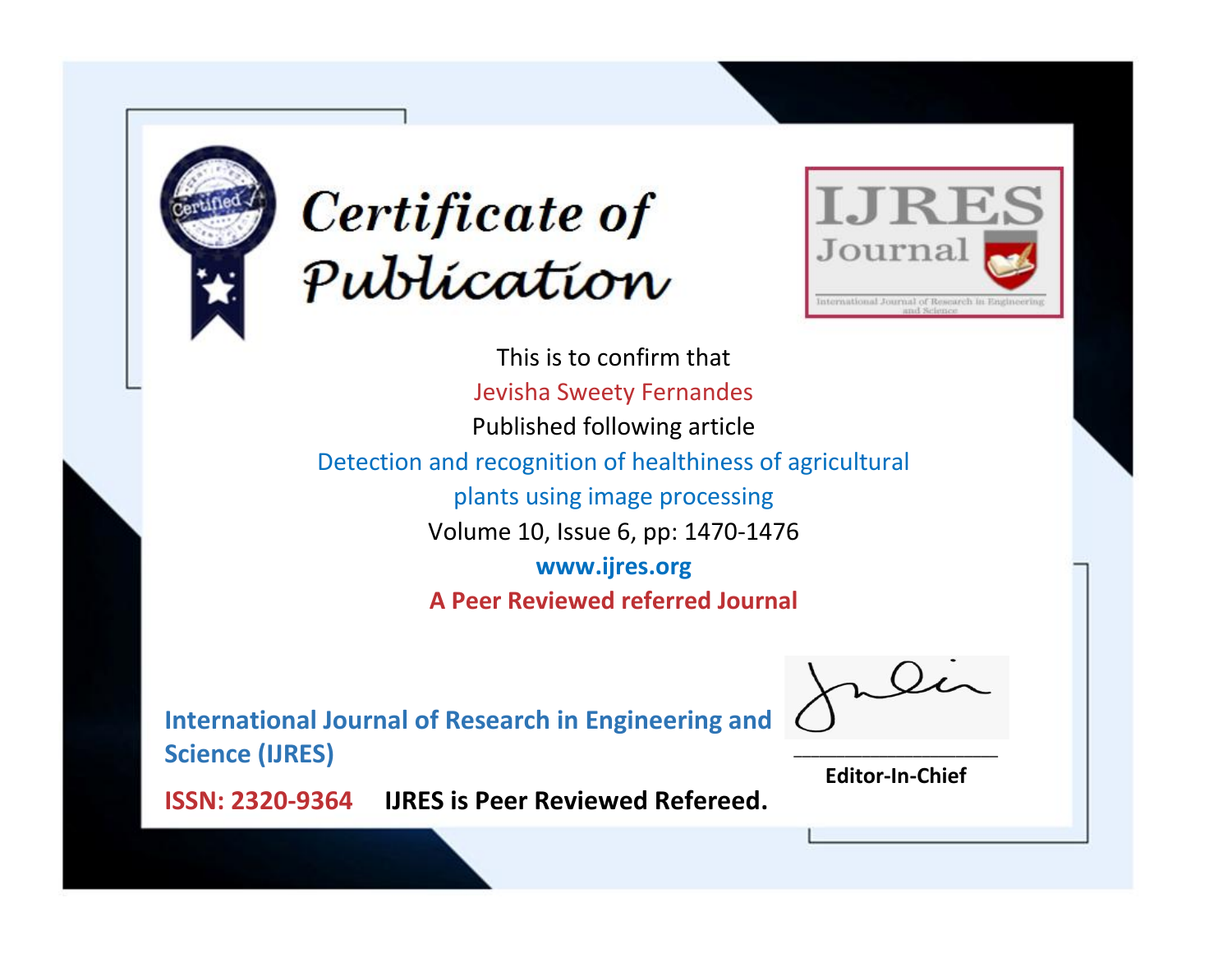# Certificate of Publication

**IJRES Journal**

International Journal of Research in Engineering and Science

This is to confirm that

Jevisha Sweety Fernandes

Published following article

Detection and recognition of healthiness of agricultural plants using image processing

Volume 10, Issue 6, pp: 1470-1476

**www.ijres.org**

**A Peer Reviewed referred Journal**

**International Journal of Research in Engineering and Science (IJRES)**

**ISSN: 2320-9364** **IJRES is Peer Reviewed Refereed.**

**Editor-In-Chief**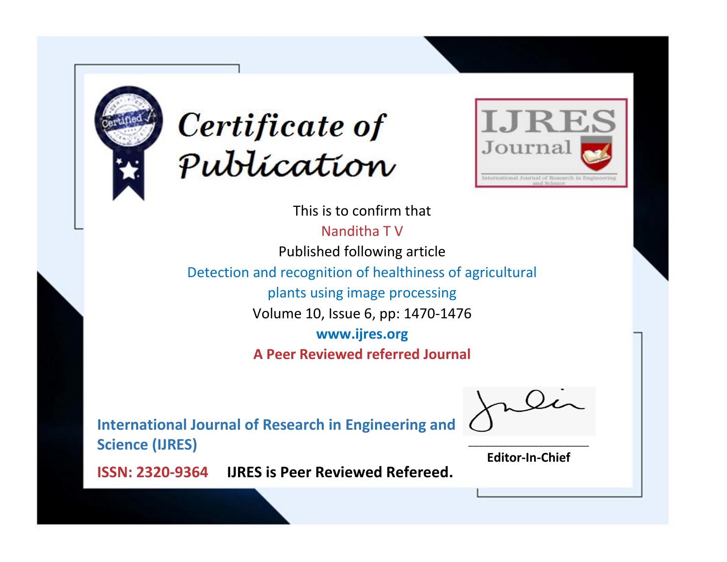# Certificate of Publication

IJRES Journal

International Journal of Research in Engineering and Science

This is to confirm that

Nanditha T V

Published following article

Detection and recognition of healthiness of agricultural plants using image processing

Volume 10, Issue 6, pp: 1470-1476

**www.ijres.org**

**A Peer Reviewed referred Journal**

**International Journal of Research in Engineering and Science (IJRES)**

**ISSN: 2320-9364** **IJRES is Peer Reviewed Refereed.**

**Editor-In-Chief**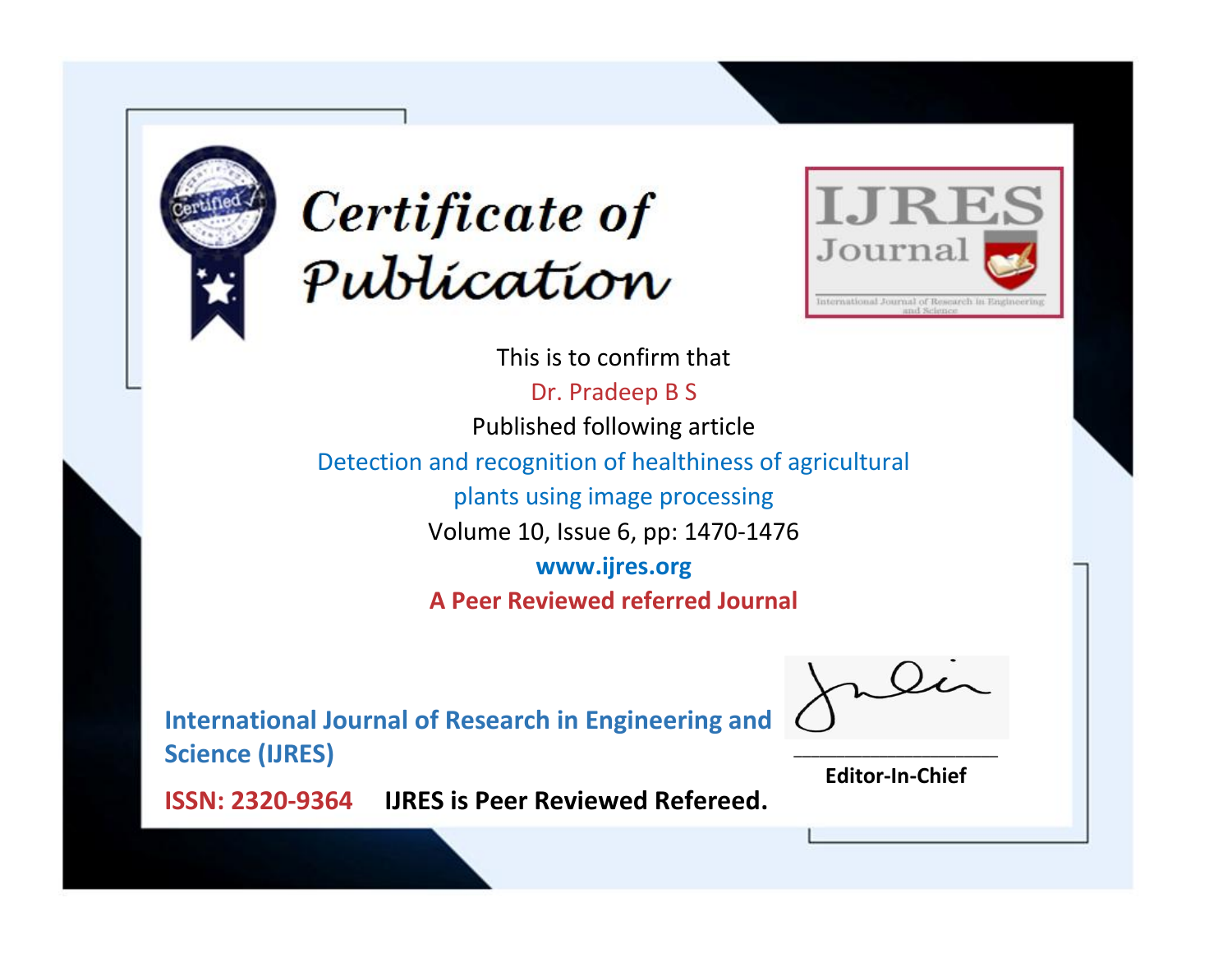# Certificate of Publication

IJRES Journal

International Journal of Research in Engineering and Science

This is to confirm that

Dr. Pradeep B S

Published following article

Detection and recognition of healthiness of agricultural plants using image processing

Volume 10, Issue 6, pp: 1470-1476

**www.ijres.org**

**A Peer Reviewed referred Journal**

**International Journal of Research in Engineering and Science (IJRES)**

**ISSN: 2320-9364** **IJRES is Peer Reviewed Refereed.**

**Editor-In-Chief**